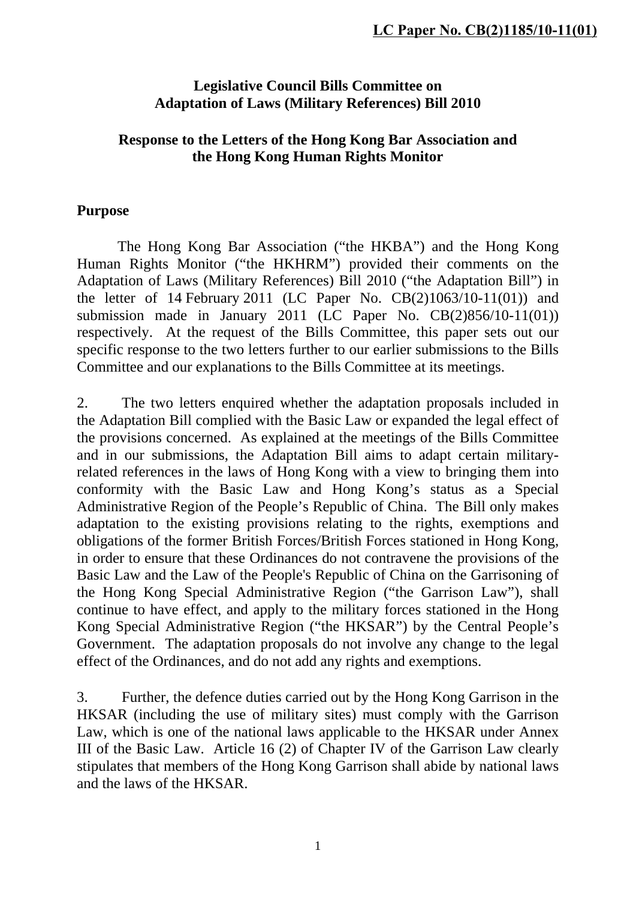**LC Paper No. CB(2)1185/10-11(01)**

# Legislative Council Bills Committee on Adaptation of Laws (Military References) Bill 2010

## Response to the Letters of the Hong Kong Bar Association and the Hong Kong Human Rights Monitor

### Purpose

The Hong Kong Bar Association ("the HKBA") and the Hong Kong Human Rights Monitor ("the HKHRM") provided their comments on the Adaptation of Laws (Military References) Bill 2010 ("the Adaptation Bill") in the letter of 14 February 2011 (LC Paper No. CB(2)1063/10-11(01)) and submission made in January 2011 (LC Paper No. CB(2)856/10-11(01)) respectively. At the request of the Bills Committee, this paper sets out our specific response to the two letters further to our earlier submissions to the Bills Committee and our explanations to the Bills Committee at its meetings.

2. The two letters enquired whether the adaptation proposals included in the Adaptation Bill complied with the Basic Law or expanded the legal effect of the provisions concerned. As explained at the meetings of the Bills Committee and in our submissions, the Adaptation Bill aims to adapt certain military-related references in the laws of Hong Kong with a view to bringing them into conformity with the Basic Law and Hong Kong's status as a Special Administrative Region of the People's Republic of China. The Bill only makes adaptation to the existing provisions relating to the rights, exemptions and obligations of the former British Forces/British Forces stationed in Hong Kong, in order to ensure that these Ordinances do not contravene the provisions of the Basic Law and the Law of the People's Republic of China on the Garrisoning of the Hong Kong Special Administrative Region ("the Garrison Law"), shall continue to have effect, and apply to the military forces stationed in the Hong Kong Special Administrative Region ("the HKSAR") by the Central People's Government. The adaptation proposals do not involve any change to the legal effect of the Ordinances, and do not add any rights and exemptions.

3. Further, the defence duties carried out by the Hong Kong Garrison in the HKSAR (including the use of military sites) must comply with the Garrison Law, which is one of the national laws applicable to the HKSAR under Annex III of the Basic Law. Article 16 (2) of Chapter IV of the Garrison Law clearly stipulates that members of the Hong Kong Garrison shall abide by national laws and the laws of the HKSAR.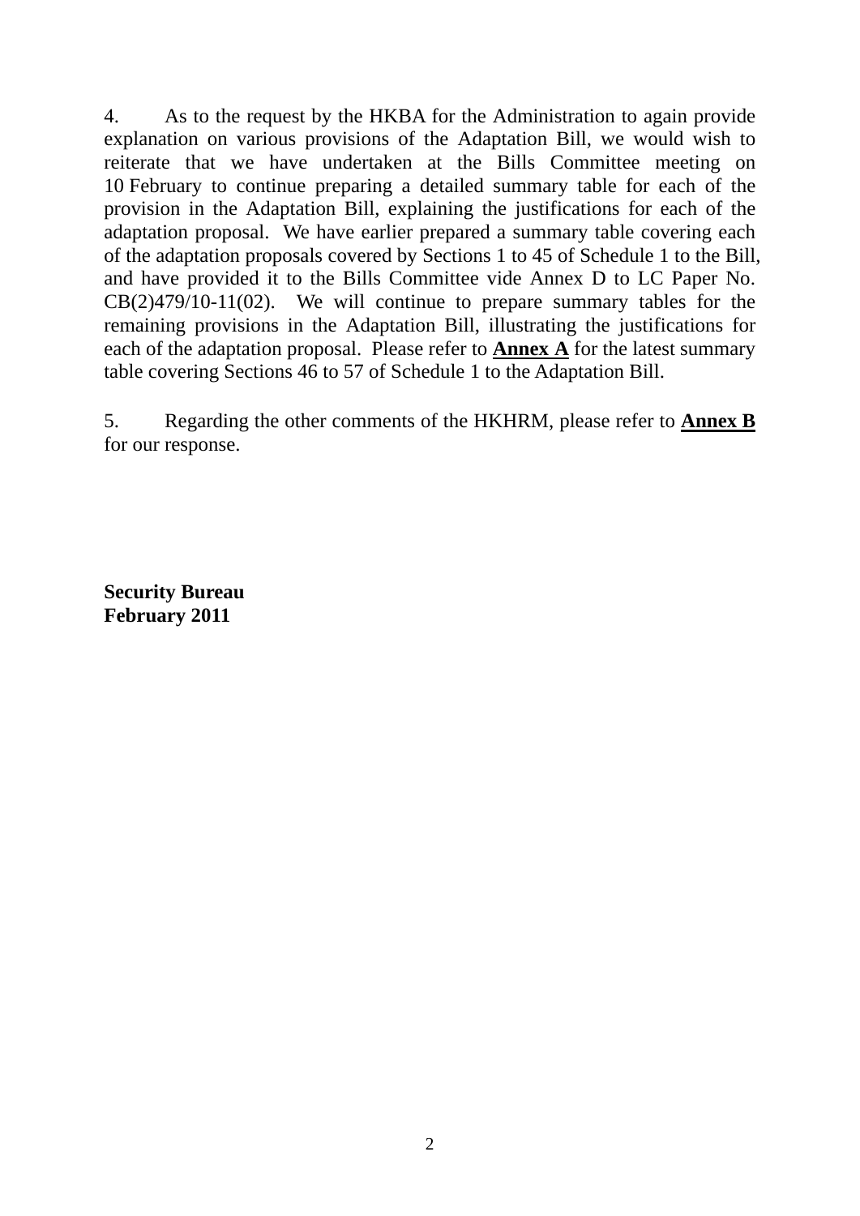4. As to the request by the HKBA for the Administration to again provide explanation on various provisions of the Adaptation Bill, we would wish to reiterate that we have undertaken at the Bills Committee meeting on 10 February to continue preparing a detailed summary table for each of the provision in the Adaptation Bill, explaining the justifications for each of the adaptation proposal. We have earlier prepared a summary table covering each of the adaptation proposals covered by Sections 1 to 45 of Schedule 1 to the Bill, and have provided it to the Bills Committee vide Annex D to LC Paper No. CB(2)479/10-11(02). We will continue to prepare summary tables for the remaining provisions in the Adaptation Bill, illustrating the justifications for each of the adaptation proposal. Please refer to **Annex A** for the latest summary table covering Sections 46 to 57 of Schedule 1 to the Adaptation Bill.

5. Regarding the other comments of the HKHRM, please refer to **Annex B** for our response.

**Security Bureau**
**February 2011**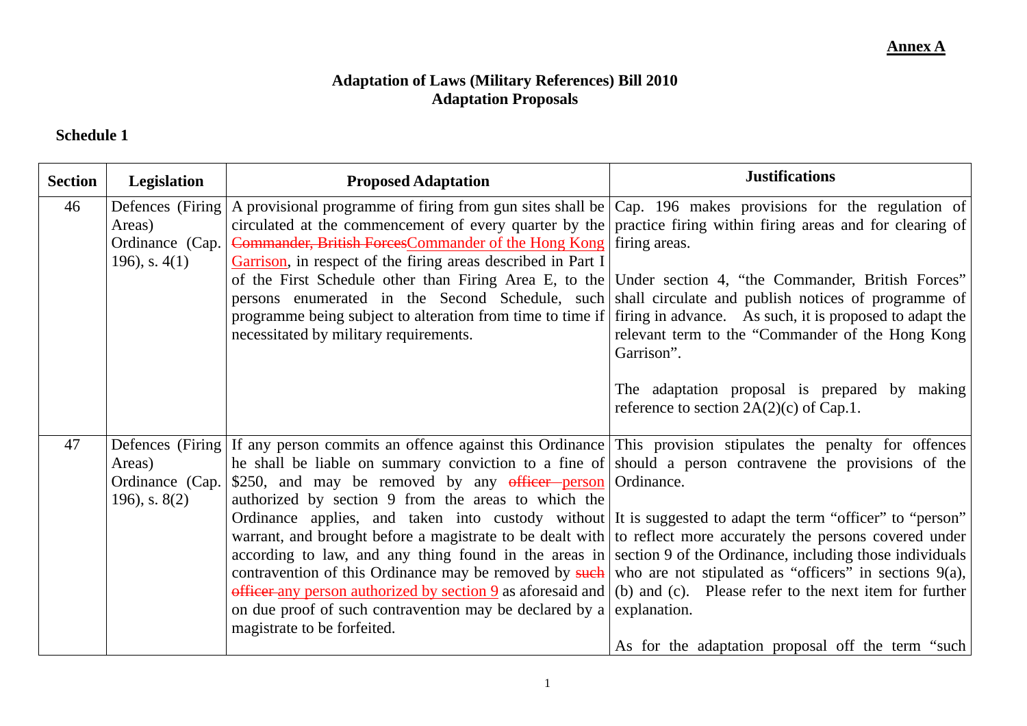**Annex A**

**Adaptation of Laws (Military References) Bill 2010**
**Adaptation Proposals**

**Schedule 1**

| Section | Legislation | Proposed Adaptation | Justifications |
|---|---|---|---|
| 46 | Defences (Firing Areas) Ordinance (Cap. 196), s. 4(1) | A provisional programme of firing from gun sites shall be circulated at the commencement of every quarter by the ~~Commander, British Forces~~Commander of the Hong Kong Garrison, in respect of the firing areas described in Part I of the First Schedule other than Firing Area E, to the persons enumerated in the Second Schedule, such programme being subject to alteration from time to time if necessitated by military requirements. | Cap. 196 makes provisions for the regulation of practice firing within firing areas and for clearing of firing areas.<br><br>Under section 4, "the Commander, British Forces" shall circulate and publish notices of programme of firing in advance. As such, it is proposed to adapt the relevant term to the "Commander of the Hong Kong Garrison".<br><br>The adaptation proposal is prepared by making reference to section 2A(2)(c) of Cap.1. |
| 47 | Defences (Firing Areas) Ordinance (Cap. 196), s. 8(2) | If any person commits an offence against this Ordinance he shall be liable on summary conviction to a fine of $250, and may be removed by any ~~officer~~ person authorized by section 9 from the areas to which the Ordinance applies, and taken into custody without warrant, and brought before a magistrate to be dealt with according to law, and any thing found in the areas in contravention of this Ordinance may be removed by ~~such officer~~ any person authorized by section 9 as aforesaid and on due proof of such contravention may be declared by a magistrate to be forfeited. | This provision stipulates the penalty for offences should a person contravene the provisions of the Ordinance.<br><br>It is suggested to adapt the term "officer" to "person" to reflect more accurately the persons covered under section 9 of the Ordinance, including those individuals who are not stipulated as "officers" in sections 9(a), (b) and (c). Please refer to the next item for further explanation.<br><br>As for the adaptation proposal off the term "such |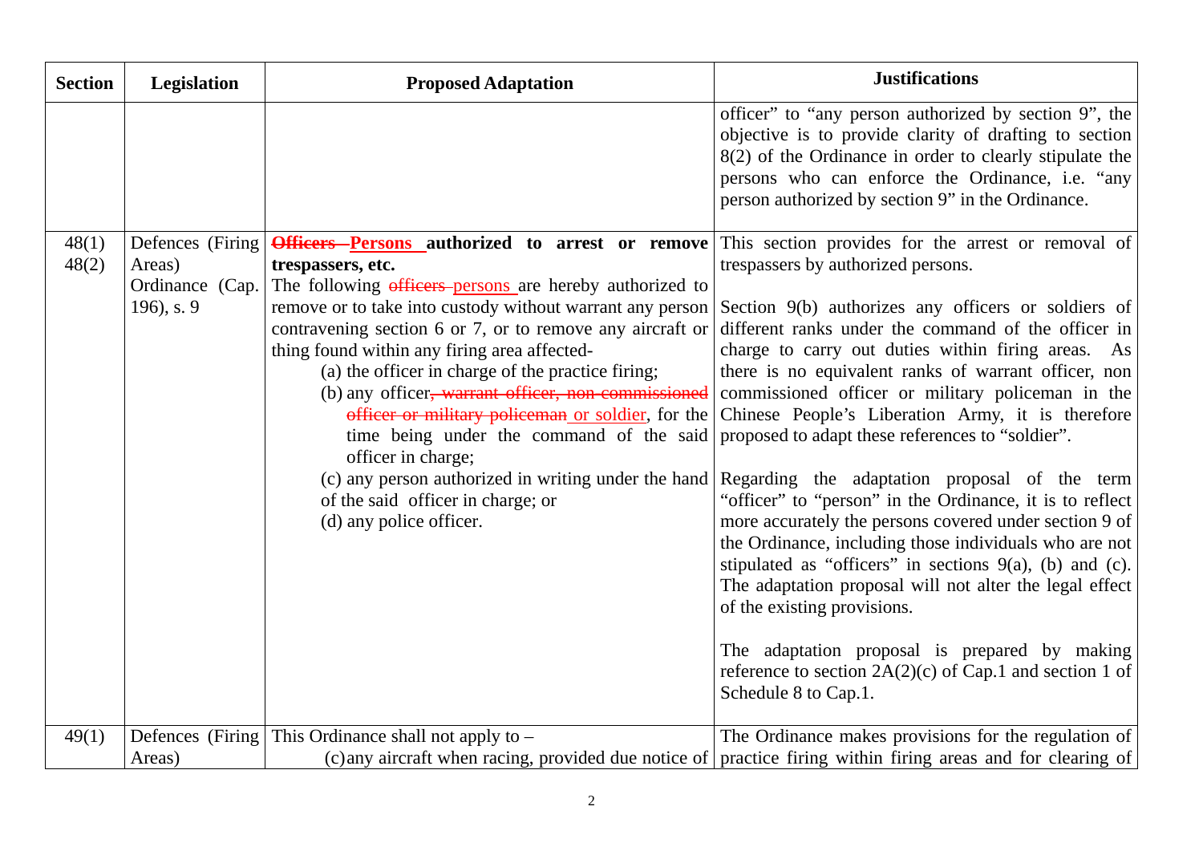| Section | Legislation | Proposed Adaptation | Justifications |
|---|---|---|---|
| | | | officer" to "any person authorized by section 9", the objective is to provide clarity of drafting to section 8(2) of the Ordinance in order to clearly stipulate the persons who can enforce the Ordinance, i.e. "any person authorized by section 9" in the Ordinance. |
| 48(1)<br>48(2) | Defences (Firing Areas) Ordinance (Cap. 196), s. 9 | **~~Officers~~ Persons authorized to arrest or remove trespassers, etc.**<br>The following ~~officers~~ persons are hereby authorized to remove or to take into custody without warrant any person contravening section 6 or 7, or to remove any aircraft or thing found within any firing area affected-<br>(a) the officer in charge of the practice firing;<br>(b) any officer~~, warrant officer, non-commissioned officer or military policeman~~ or soldier, for the time being under the command of the said officer in charge;<br>(c) any person authorized in writing under the hand of the said officer in charge; or<br>(d) any police officer. | This section provides for the arrest or removal of trespassers by authorized persons.<br><br>Section 9(b) authorizes any officers or soldiers of different ranks under the command of the officer in charge to carry out duties within firing areas. As there is no equivalent ranks of warrant officer, non commissioned officer or military policeman in the Chinese People's Liberation Army, it is therefore proposed to adapt these references to "soldier".<br><br>Regarding the adaptation proposal of the term "officer" to "person" in the Ordinance, it is to reflect more accurately the persons covered under section 9 of the Ordinance, including those individuals who are not stipulated as "officers" in sections 9(a), (b) and (c). The adaptation proposal will not alter the legal effect of the existing provisions.<br><br>The adaptation proposal is prepared by making reference to section 2A(2)(c) of Cap.1 and section 1 of Schedule 8 to Cap.1. |
| 49(1) | Defences (Firing Areas) | This Ordinance shall not apply to –<br>(c) any aircraft when racing, provided due notice of | The Ordinance makes provisions for the regulation of practice firing within firing areas and for clearing of |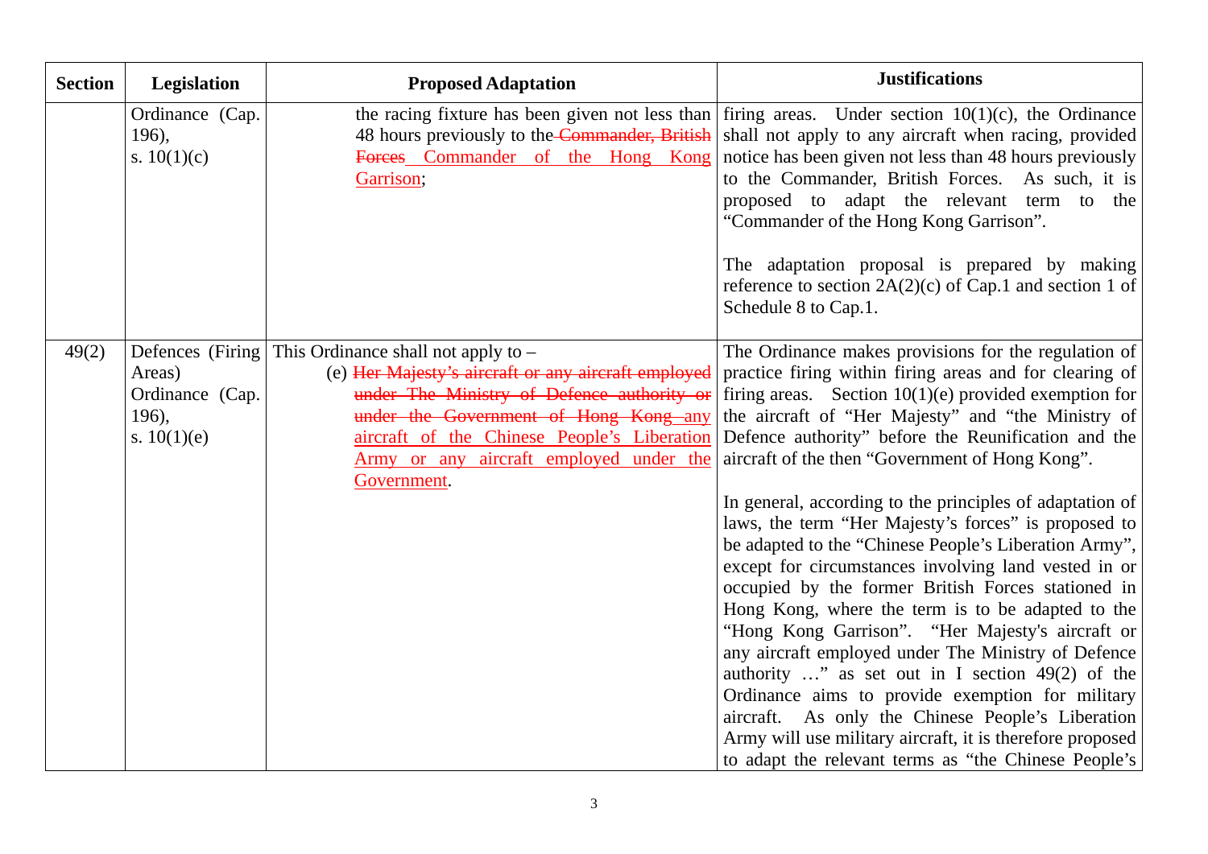| Section | Legislation | Proposed Adaptation | Justifications |
|---|---|---|---|
| | Ordinance (Cap. 196), s. 10(1)(c) | the racing fixture has been given not less than 48 hours previously to the ~~Commander, British Forces~~ <u>Commander of the Hong Kong Garrison</u>; | firing areas. Under section 10(1)(c), the Ordinance shall not apply to any aircraft when racing, provided notice has been given not less than 48 hours previously to the Commander, British Forces. As such, it is proposed to adapt the relevant term to the "Commander of the Hong Kong Garrison".<br><br>The adaptation proposal is prepared by making reference to section 2A(2)(c) of Cap.1 and section 1 of Schedule 8 to Cap.1. |
| 49(2) | Defences (Firing Areas) Ordinance (Cap. 196), s. 10(1)(e) | This Ordinance shall not apply to –<br>(e) ~~Her Majesty's aircraft or any aircraft employed under The Ministry of Defence authority or under the Government of Hong Kong~~ <u>any aircraft of the Chinese People's Liberation Army or any aircraft employed under the Government</u>. | The Ordinance makes provisions for the regulation of practice firing within firing areas and for clearing of firing areas. Section 10(1)(e) provided exemption for the aircraft of "Her Majesty" and "the Ministry of Defence authority" before the Reunification and the aircraft of the then "Government of Hong Kong".<br><br>In general, according to the principles of adaptation of laws, the term "Her Majesty's forces" is proposed to be adapted to the "Chinese People's Liberation Army", except for circumstances involving land vested in or occupied by the former British Forces stationed in Hong Kong, where the term is to be adapted to the "Hong Kong Garrison". "Her Majesty's aircraft or any aircraft employed under The Ministry of Defence authority …" as set out in I section 49(2) of the Ordinance aims to provide exemption for military aircraft. As only the Chinese People's Liberation Army will use military aircraft, it is therefore proposed to adapt the relevant terms as "the Chinese People's |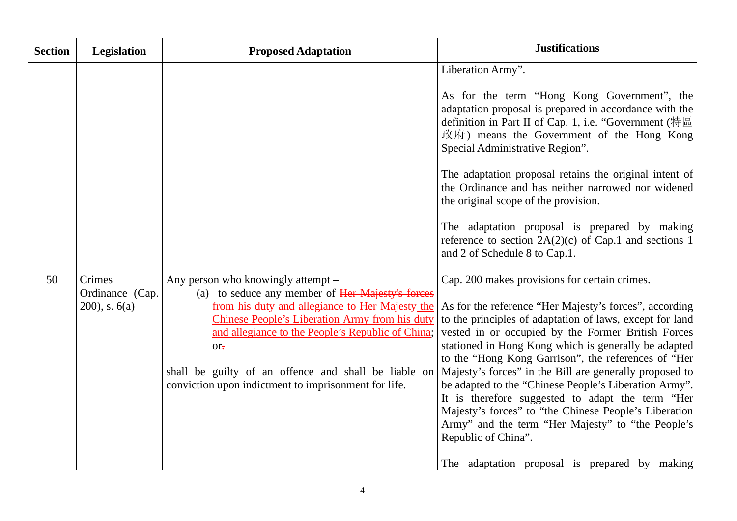| Section | Legislation | Proposed Adaptation | Justifications |
|---|---|---|---|
| | | | Liberation Army".<br><br>As for the term "Hong Kong Government", the adaptation proposal is prepared in accordance with the definition in Part II of Cap. 1, i.e. "Government (特區政府) means the Government of the Hong Kong Special Administrative Region".<br><br>The adaptation proposal retains the original intent of the Ordinance and has neither narrowed nor widened the original scope of the provision.<br><br>The adaptation proposal is prepared by making reference to section 2A(2)(c) of Cap.1 and sections 1 and 2 of Schedule 8 to Cap.1. |
| 50 | Crimes Ordinance (Cap. 200), s. 6(a) | Any person who knowingly attempt –<br>(a) to seduce any member of ~~Her Majesty's forces from his duty and allegiance to Her Majesty~~ the Chinese People's Liberation Army from his duty and allegiance to the People's Republic of China; or~~.~~<br><br>shall be guilty of an offence and shall be liable on conviction upon indictment to imprisonment for life. | Cap. 200 makes provisions for certain crimes.<br><br>As for the reference "Her Majesty's forces", according to the principles of adaptation of laws, except for land vested in or occupied by the Former British Forces stationed in Hong Kong which is generally be adapted to the "Hong Kong Garrison", the references of "Her Majesty's forces" in the Bill are generally proposed to be adapted to the "Chinese People's Liberation Army". It is therefore suggested to adapt the term "Her Majesty's forces" to "the Chinese People's Liberation Army" and the term "Her Majesty" to "the People's Republic of China".<br><br>The adaptation proposal is prepared by making |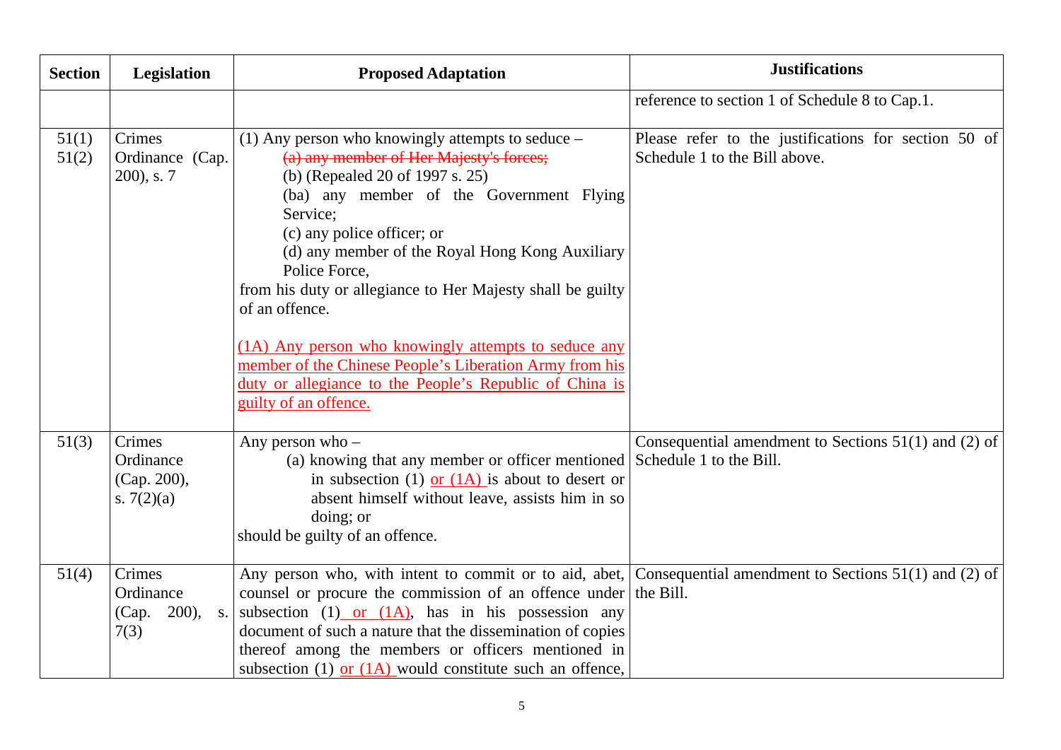| Section | Legislation | Proposed Adaptation | Justifications |
|---|---|---|---|
| | | | reference to section 1 of Schedule 8 to Cap.1. |
| 51(1) 51(2) | Crimes Ordinance (Cap. 200), s. 7 | (1) Any person who knowingly attempts to seduce – ~~(a) any member of Her Majesty's forces;~~ (b) (Repealed 20 of 1997 s. 25) (ba) any member of the Government Flying Service; (c) any police officer; or (d) any member of the Royal Hong Kong Auxiliary Police Force, from his duty or allegiance to Her Majesty shall be guilty of an offence. <br><br> <u>(1A) Any person who knowingly attempts to seduce any member of the Chinese People's Liberation Army from his duty or allegiance to the People's Republic of China is guilty of an offence.</u> | Please refer to the justifications for section 50 of Schedule 1 to the Bill above. |
| 51(3) | Crimes Ordinance (Cap. 200), s. 7(2)(a) | Any person who – (a) knowing that any member or officer mentioned in subsection (1) <u>or (1A)</u> is about to desert or absent himself without leave, assists him in so doing; or should be guilty of an offence. | Consequential amendment to Sections 51(1) and (2) of Schedule 1 to the Bill. |
| 51(4) | Crimes Ordinance (Cap. 200), s. 7(3) | Any person who, with intent to commit or to aid, abet, counsel or procure the commission of an offence under subsection (1)<u> or (1A)</u>, has in his possession any document of such a nature that the dissemination of copies thereof among the members or officers mentioned in subsection (1) <u>or (1A)</u> would constitute such an offence, | Consequential amendment to Sections 51(1) and (2) of the Bill. |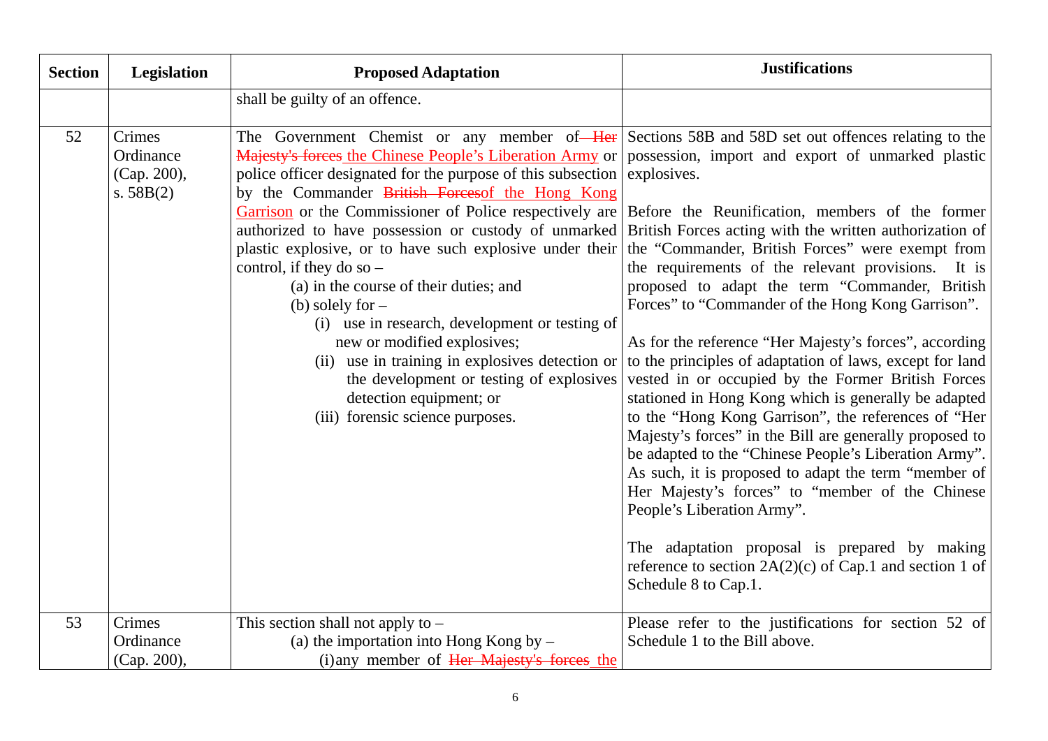| Section | Legislation | Proposed Adaptation | Justifications |
|---|---|---|---|
| | | shall be guilty of an offence. | |
| 52 | Crimes Ordinance (Cap. 200), s. 58B(2) | The Government Chemist or any member of ~~Her Majesty's forces~~ the Chinese People's Liberation Army or police officer designated for the purpose of this subsection by the Commander ~~British Forces~~of the Hong Kong Garrison or the Commissioner of Police respectively are authorized to have possession or custody of unmarked plastic explosive, or to have such explosive under their control, if they do so – <br>(a) in the course of their duties; and <br>(b) solely for – <br>(i) use in research, development or testing of new or modified explosives; <br>(ii) use in training in explosives detection or the development or testing of explosives detection equipment; or <br>(iii) forensic science purposes. | Sections 58B and 58D set out offences relating to the possession, import and export of unmarked plastic explosives. <br><br>Before the Reunification, members of the former British Forces acting with the written authorization of the "Commander, British Forces" were exempt from the requirements of the relevant provisions. It is proposed to adapt the term "Commander, British Forces" to "Commander of the Hong Kong Garrison". <br><br>As for the reference "Her Majesty's forces", according to the principles of adaptation of laws, except for land vested in or occupied by the Former British Forces stationed in Hong Kong which is generally be adapted to the "Hong Kong Garrison", the references of "Her Majesty's forces" in the Bill are generally proposed to be adapted to the "Chinese People's Liberation Army". As such, it is proposed to adapt the term "member of Her Majesty's forces" to "member of the Chinese People's Liberation Army". <br><br>The adaptation proposal is prepared by making reference to section 2A(2)(c) of Cap.1 and section 1 of Schedule 8 to Cap.1. |
| 53 | Crimes Ordinance (Cap. 200), | This section shall not apply to – <br>(a) the importation into Hong Kong by – <br>(i) any member of ~~Her Majesty's forces~~ the | Please refer to the justifications for section 52 of Schedule 1 to the Bill above. |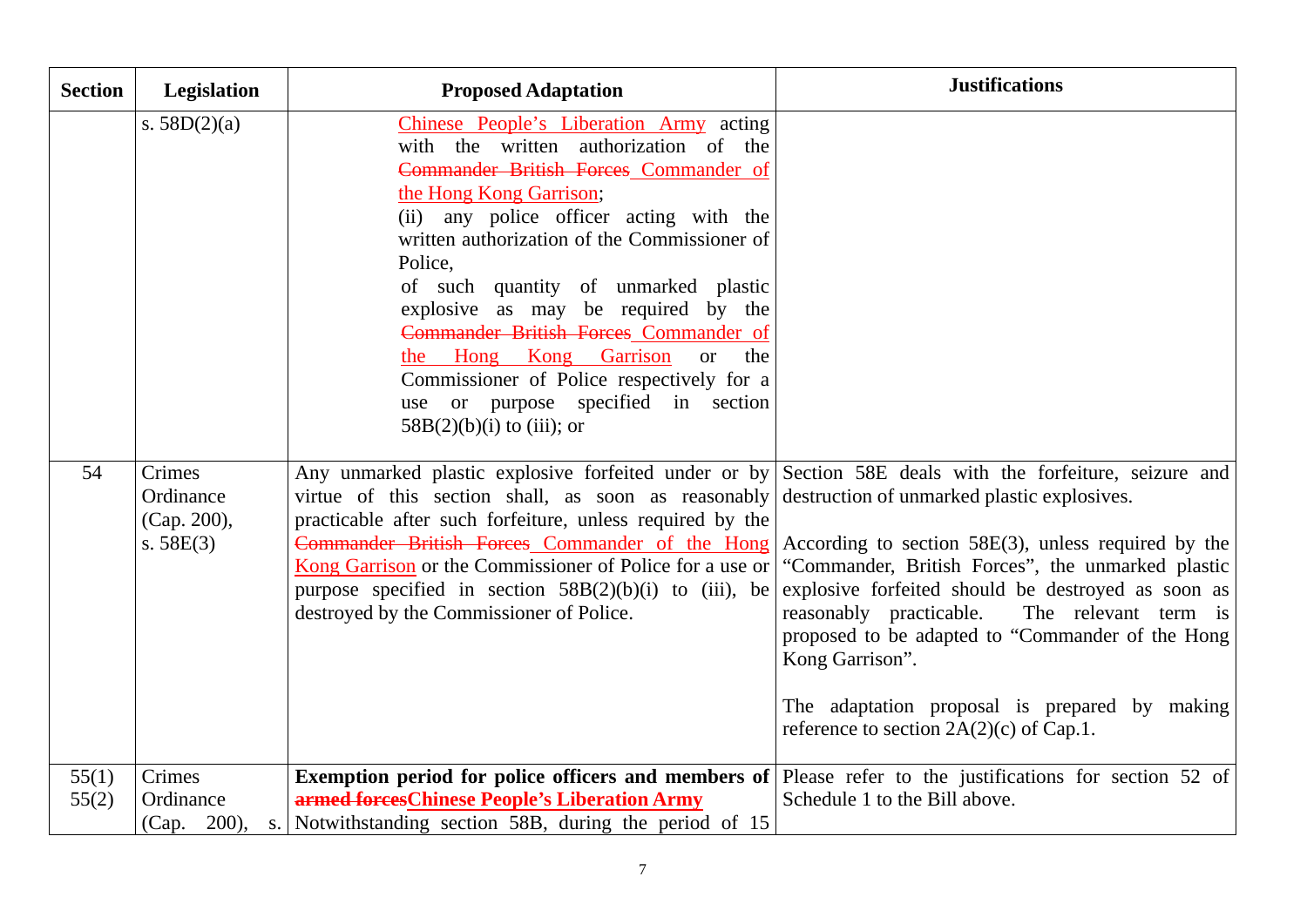| Section | Legislation | Proposed Adaptation | Justifications |
|---|---|---|---|
| | s. 58D(2)(a) | <u>Chinese People's Liberation Army</u> acting with the written authorization of the ~~Commander British Forces~~ <u>Commander of the Hong Kong Garrison</u>;<br>(ii) any police officer acting with the written authorization of the Commissioner of Police,<br>of such quantity of unmarked plastic explosive as may be required by the ~~Commander British Forces~~ <u>Commander of the Hong Kong Garrison</u> or the Commissioner of Police respectively for a use or purpose specified in section 58B(2)(b)(i) to (iii); or | |
| 54 | Crimes Ordinance (Cap. 200), s. 58E(3) | Any unmarked plastic explosive forfeited under or by virtue of this section shall, as soon as reasonably practicable after such forfeiture, unless required by the ~~Commander British Forces~~ <u>Commander of the Hong Kong Garrison</u> or the Commissioner of Police for a use or purpose specified in section 58B(2)(b)(i) to (iii), be destroyed by the Commissioner of Police. | Section 58E deals with the forfeiture, seizure and destruction of unmarked plastic explosives.<br><br>According to section 58E(3), unless required by the "Commander, British Forces", the unmarked plastic explosive forfeited should be destroyed as soon as reasonably practicable. The relevant term is proposed to be adapted to "Commander of the Hong Kong Garrison".<br><br>The adaptation proposal is prepared by making reference to section 2A(2)(c) of Cap.1. |
| 55(1)<br>55(2) | Crimes Ordinance (Cap. 200), s. | **Exemption period for police officers and members of ~~armed forces~~<u>Chinese People's Liberation Army</u>**<br>Notwithstanding section 58B, during the period of 15 | Please refer to the justifications for section 52 of Schedule 1 to the Bill above. |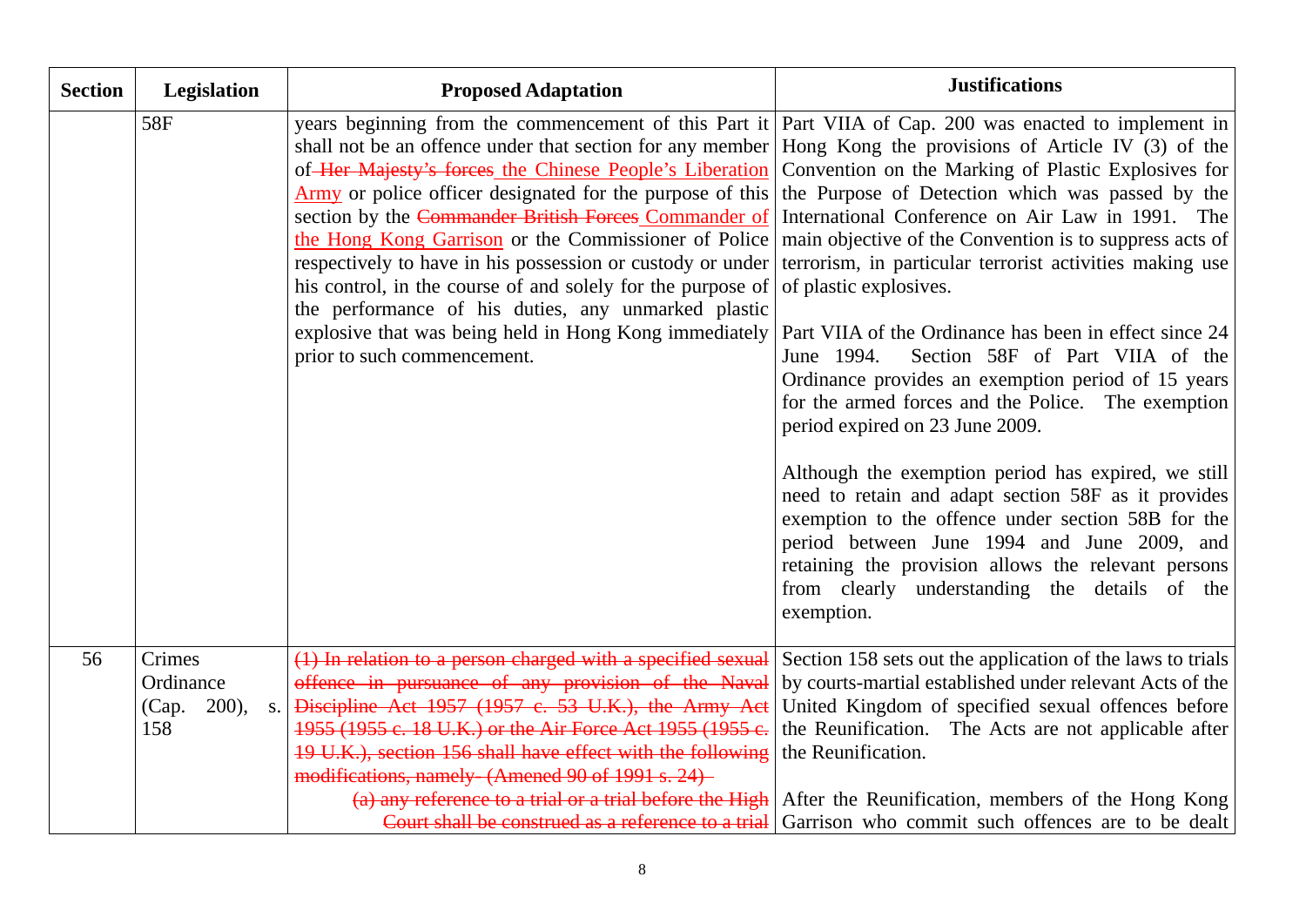| Section | Legislation | Proposed Adaptation | Justifications |
|---|---|---|---|
| | 58F | years beginning from the commencement of this Part it shall not be an offence under that section for any member of ~~Her Majesty's forces~~ the Chinese People's Liberation Army or police officer designated for the purpose of this section by the ~~Commander British Forces~~ Commander of the Hong Kong Garrison or the Commissioner of Police respectively to have in his possession or custody or under his control, in the course of and solely for the purpose of the performance of his duties, any unmarked plastic explosive that was being held in Hong Kong immediately prior to such commencement. | Part VIIA of Cap. 200 was enacted to implement in Hong Kong the provisions of Article IV (3) of the Convention on the Marking of Plastic Explosives for the Purpose of Detection which was passed by the International Conference on Air Law in 1991. The main objective of the Convention is to suppress acts of terrorism, in particular terrorist activities making use of plastic explosives.<br><br>Part VIIA of the Ordinance has been in effect since 24 June 1994. Section 58F of Part VIIA of the Ordinance provides an exemption period of 15 years for the armed forces and the Police. The exemption period expired on 23 June 2009.<br><br>Although the exemption period has expired, we still need to retain and adapt section 58F as it provides exemption to the offence under section 58B for the period between June 1994 and June 2009, and retaining the provision allows the relevant persons from clearly understanding the details of the exemption. |
| 56 | Crimes Ordinance (Cap. 200), s. 158 | ~~(1) In relation to a person charged with a specified sexual offence in pursuance of any provision of the Naval Discipline Act 1957 (1957 c. 53 U.K.), the Army Act 1955 (1955 c. 18 U.K.) or the Air Force Act 1955 (1955 c. 19 U.K.), section 156 shall have effect with the following modifications, namely- (Amened 90 of 1991 s. 24)~~<br>~~(a) any reference to a trial or a trial before the High Court shall be construed as a reference to a trial~~ | Section 158 sets out the application of the laws to trials by courts-martial established under relevant Acts of the United Kingdom of specified sexual offences before the Reunification. The Acts are not applicable after the Reunification.<br><br>After the Reunification, members of the Hong Kong Garrison who commit such offences are to be dealt |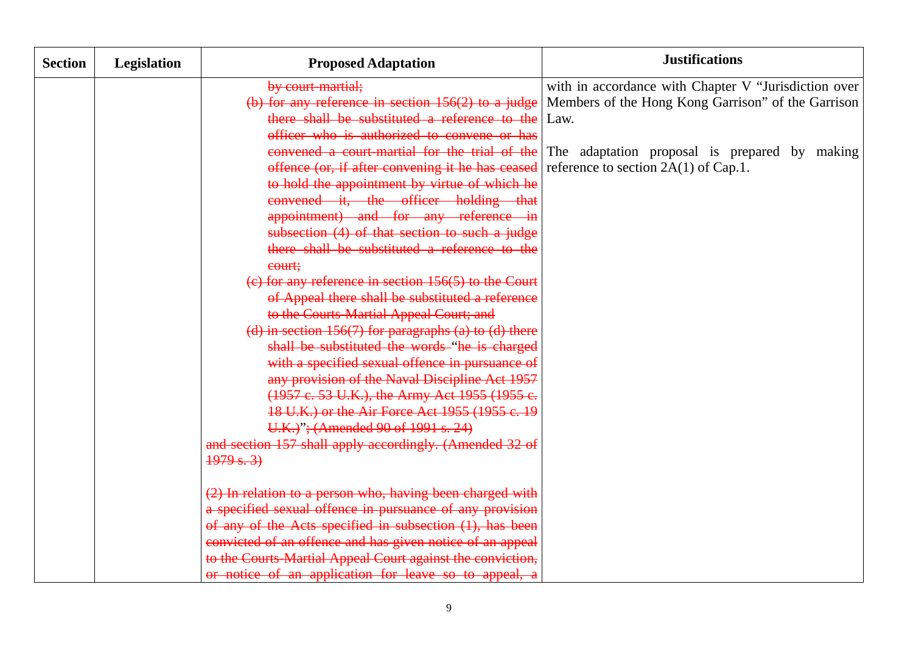| Section | Legislation | Proposed Adaptation | Justifications |
|---|---|---|---|
| | | ~~by court-martial;~~<br>~~(b) for any reference in section 156(2) to a judge there shall be substituted a reference to the officer who is authorized to convene or has convened a court-martial for the trial of the offence (or, if after convening it he has ceased to hold the appointment by virtue of which he convened it, the officer holding that appointment) and for any reference in subsection (4) of that section to such a judge there shall be substituted a reference to the court;~~<br>~~(c) for any reference in section 156(5) to the Court of Appeal there shall be substituted a reference to the Courts-Martial Appeal Court; and~~<br>~~(d) in section 156(7) for paragraphs (a) to (d) there shall be substituted the words "he is charged with a specified sexual offence in pursuance of any provision of the Naval Discipline Act 1957 (1957 c. 53 U.K.), the Army Act 1955 (1955 c. 18 U.K.) or the Air Force Act 1955 (1955 c. 19 U.K.)"; (Amended 90 of 1991 s. 24)~~<br>~~and section 157 shall apply accordingly. (Amended 32 of 1979 s. 3)~~<br><br>~~(2) In relation to a person who, having been charged with a specified sexual offence in pursuance of any provision of any of the Acts specified in subsection (1), has been convicted of an offence and has given notice of an appeal to the Courts-Martial Appeal Court against the conviction, or notice of an application for leave so to appeal, a~~ | with in accordance with Chapter V "Jurisdiction over Members of the Hong Kong Garrison" of the Garrison Law.<br><br>The adaptation proposal is prepared by making reference to section 2A(1) of Cap.1. |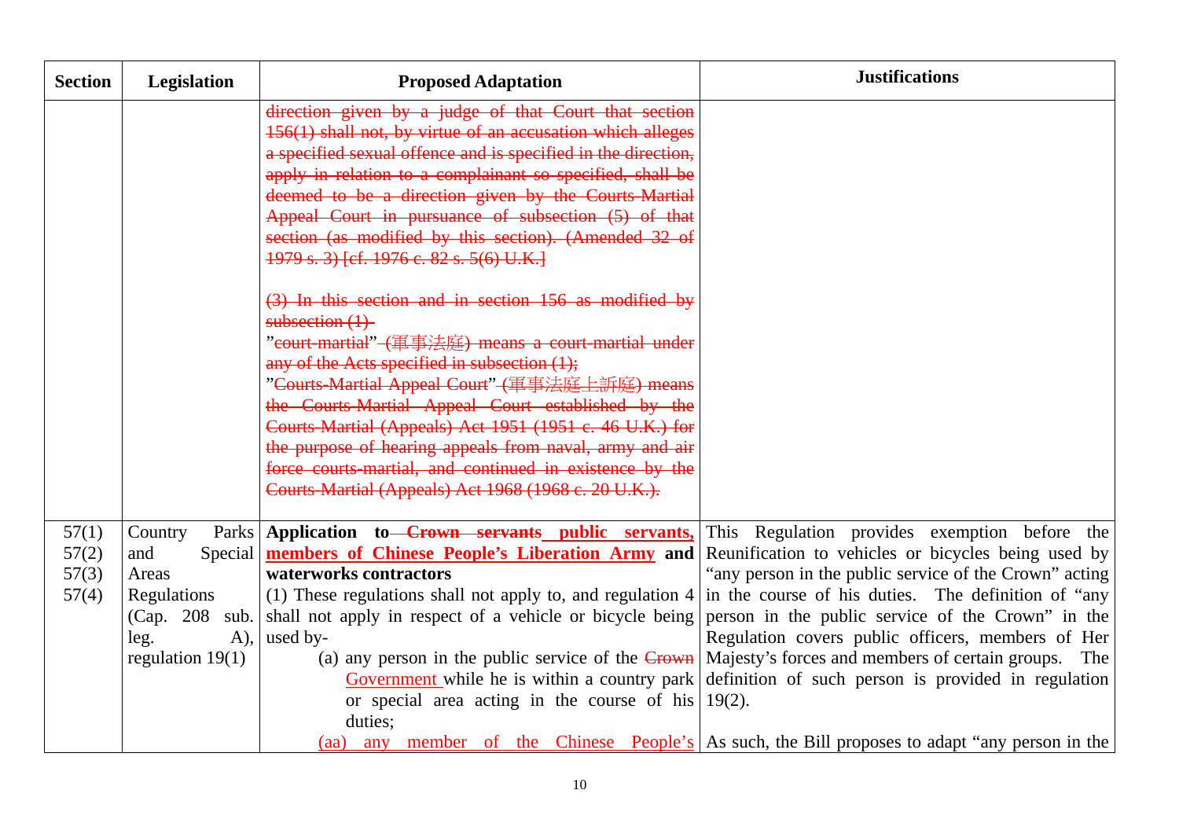| Section | Legislation | Proposed Adaptation | Justifications |
|---|---|---|---|
| | | ~~direction given by a judge of that Court that section 156(1) shall not, by virtue of an accusation which alleges a specified sexual offence and is specified in the direction, apply in relation to a complainant so specified, shall be deemed to be a direction given by the Courts-Martial Appeal Court in pursuance of subsection (5) of that section (as modified by this section). (Amended 32 of 1979 s. 3) [cf. 1976 c. 82 s. 5(6) U.K.]~~<br><br>~~(3) In this section and in section 156 as modified by subsection (1)-~~<br>~~"court-martial" (軍事法庭) means a court-martial under any of the Acts specified in subsection (1);~~<br>~~"Courts-Martial Appeal Court" (軍事法庭上訴庭) means the Courts-Martial Appeal Court established by the Courts-Martial (Appeals) Act 1951 (1951 c. 46 U.K.) for the purpose of hearing appeals from naval, army and air force courts-martial, and continued in existence by the Courts-Martial (Appeals) Act 1968 (1968 c. 20 U.K.).~~ | |
| 57(1)<br>57(2)<br>57(3)<br>57(4) | Country Parks and Special Areas Regulations (Cap. 208 sub. leg. A), regulation 19(1) | **Application to ~~Crown servants~~ public servants, members of Chinese People's Liberation Army and waterworks contractors**<br>(1) These regulations shall not apply to, and regulation 4 shall not apply in respect of a vehicle or bicycle being used by-<br>(a) any person in the public service of the ~~Crown~~ Government while he is within a country park or special area acting in the course of his duties;<br>(aa) any member of the Chinese People's | This Regulation provides exemption before the Reunification to vehicles or bicycles being used by "any person in the public service of the Crown" acting in the course of his duties. The definition of "any person in the public service of the Crown" in the Regulation covers public officers, members of Her Majesty's forces and members of certain groups. The definition of such person is provided in regulation 19(2).<br><br>As such, the Bill proposes to adapt "any person in the |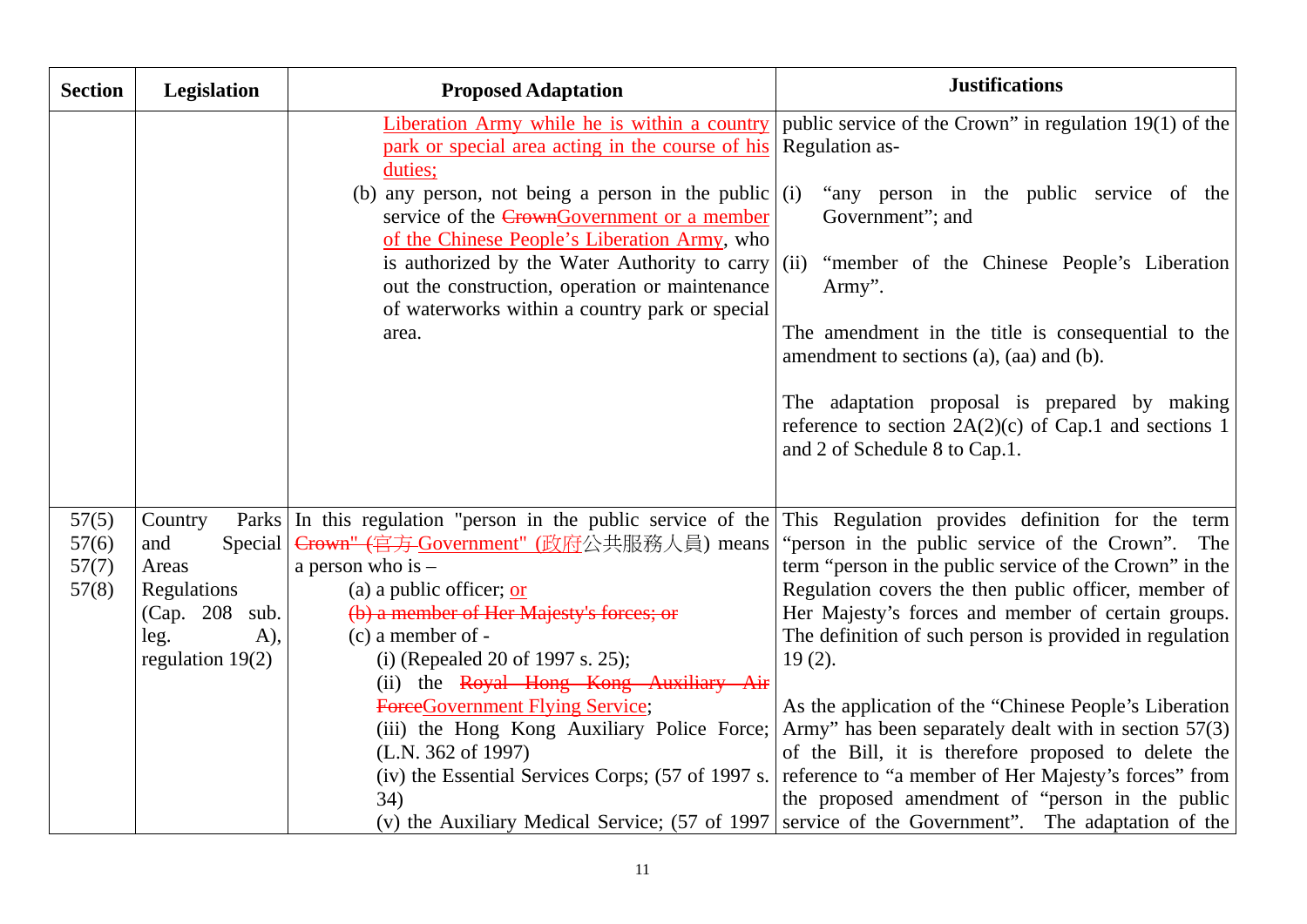| Section | Legislation | Proposed Adaptation | Justifications |
| --- | --- | --- | --- |
| | | Liberation Army while he is within a country park or special area acting in the course of his duties;<br>(b) any person, not being a person in the public service of the ~~Crown~~Government or a member of the Chinese People's Liberation Army, who is authorized by the Water Authority to carry out the construction, operation or maintenance of waterworks within a country park or special area. | public service of the Crown" in regulation 19(1) of the Regulation as-<br>(i) "any person in the public service of the Government"; and<br>(ii) "member of the Chinese People's Liberation Army".<br><br>The amendment in the title is consequential to the amendment to sections (a), (aa) and (b).<br><br>The adaptation proposal is prepared by making reference to section 2A(2)(c) of Cap.1 and sections 1 and 2 of Schedule 8 to Cap.1. |
| 57(5)<br>57(6)<br>57(7)<br>57(8) | Country Parks and Special Areas Regulations (Cap. 208 sub. leg. A), regulation 19(2) | In this regulation "person in the public service of the ~~Crown" (官方~~ Government" (政府公共服務人員) means a person who is –<br>(a) a public officer; or<br>~~(b) a member of Her Majesty's forces; or~~<br>(c) a member of -<br>(i) (Repealed 20 of 1997 s. 25);<br>(ii) the ~~Royal Hong Kong Auxiliary Air Force~~Government Flying Service;<br>(iii) the Hong Kong Auxiliary Police Force; (L.N. 362 of 1997)<br>(iv) the Essential Services Corps; (57 of 1997 s. 34)<br>(v) the Auxiliary Medical Service; (57 of 1997 | This Regulation provides definition for the term "person in the public service of the Crown". The term "person in the public service of the Crown" in the Regulation covers the then public officer, member of Her Majesty's forces and member of certain groups. The definition of such person is provided in regulation 19 (2).<br><br>As the application of the "Chinese People's Liberation Army" has been separately dealt with in section 57(3) of the Bill, it is therefore proposed to delete the reference to "a member of Her Majesty's forces" from the proposed amendment of "person in the public service of the Government". The adaptation of the |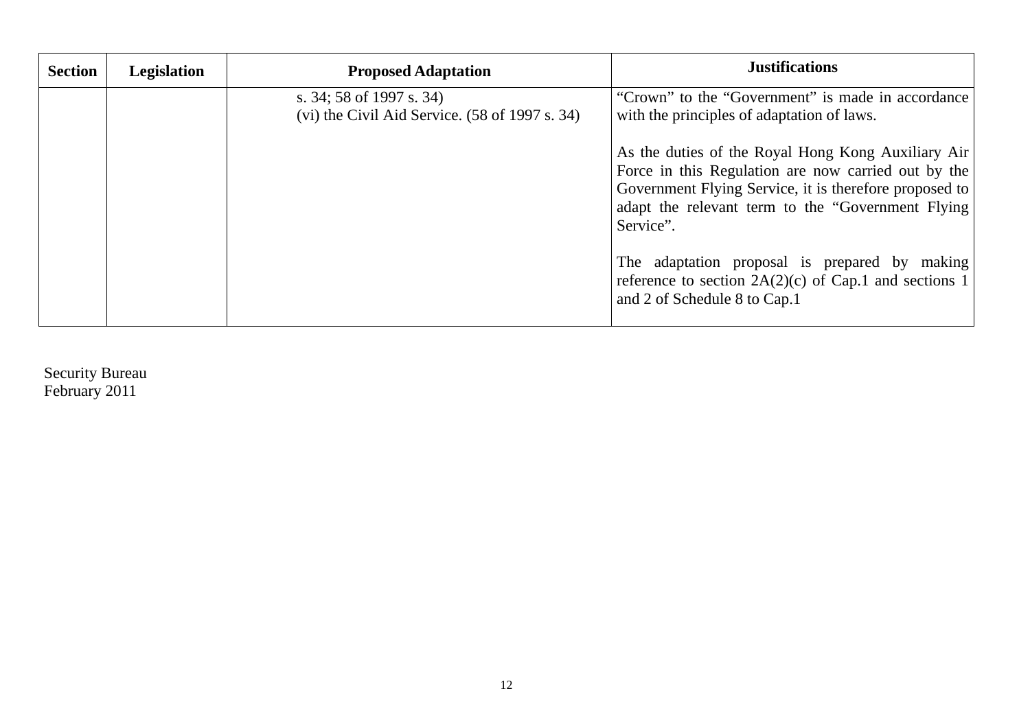| Section | Legislation | Proposed Adaptation | Justifications |
|---|---|---|---|
| | | s. 34; 58 of 1997 s. 34)<br>(vi) the Civil Aid Service. (58 of 1997 s. 34) | "Crown" to the "Government" is made in accordance with the principles of adaptation of laws.<br><br>As the duties of the Royal Hong Kong Auxiliary Air Force in this Regulation are now carried out by the Government Flying Service, it is therefore proposed to adapt the relevant term to the "Government Flying Service".<br><br>The adaptation proposal is prepared by making reference to section 2A(2)(c) of Cap.1 and sections 1 and 2 of Schedule 8 to Cap.1 |

Security Bureau
February 2011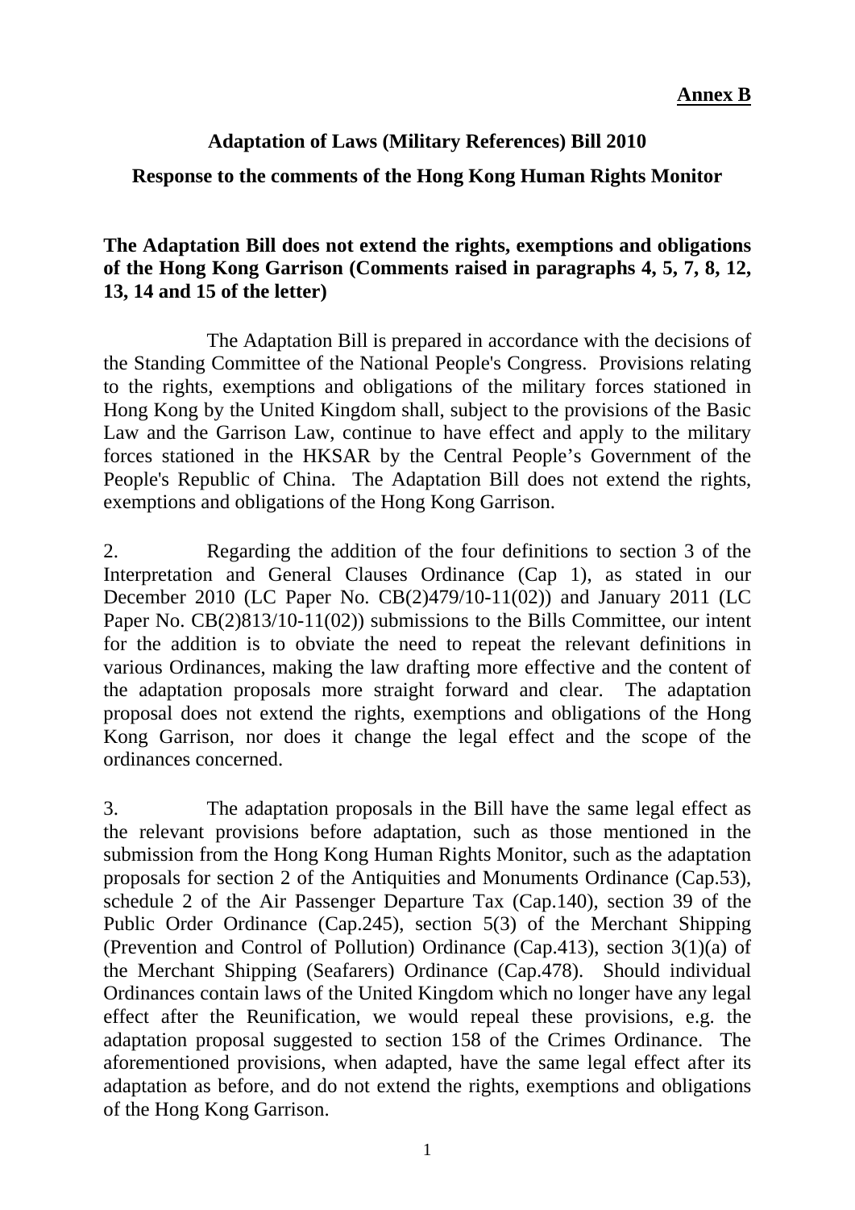**Annex B**

**Adaptation of Laws (Military References) Bill 2010**

**Response to the comments of the Hong Kong Human Rights Monitor**

**The Adaptation Bill does not extend the rights, exemptions and obligations of the Hong Kong Garrison (Comments raised in paragraphs 4, 5, 7, 8, 12, 13, 14 and 15 of the letter)**

The Adaptation Bill is prepared in accordance with the decisions of the Standing Committee of the National People's Congress. Provisions relating to the rights, exemptions and obligations of the military forces stationed in Hong Kong by the United Kingdom shall, subject to the provisions of the Basic Law and the Garrison Law, continue to have effect and apply to the military forces stationed in the HKSAR by the Central People's Government of the People's Republic of China. The Adaptation Bill does not extend the rights, exemptions and obligations of the Hong Kong Garrison.

2. Regarding the addition of the four definitions to section 3 of the Interpretation and General Clauses Ordinance (Cap 1), as stated in our December 2010 (LC Paper No. CB(2)479/10-11(02)) and January 2011 (LC Paper No. CB(2)813/10-11(02)) submissions to the Bills Committee, our intent for the addition is to obviate the need to repeat the relevant definitions in various Ordinances, making the law drafting more effective and the content of the adaptation proposals more straight forward and clear. The adaptation proposal does not extend the rights, exemptions and obligations of the Hong Kong Garrison, nor does it change the legal effect and the scope of the ordinances concerned.

3. The adaptation proposals in the Bill have the same legal effect as the relevant provisions before adaptation, such as those mentioned in the submission from the Hong Kong Human Rights Monitor, such as the adaptation proposals for section 2 of the Antiquities and Monuments Ordinance (Cap.53), schedule 2 of the Air Passenger Departure Tax (Cap.140), section 39 of the Public Order Ordinance (Cap.245), section 5(3) of the Merchant Shipping (Prevention and Control of Pollution) Ordinance (Cap.413), section 3(1)(a) of the Merchant Shipping (Seafarers) Ordinance (Cap.478). Should individual Ordinances contain laws of the United Kingdom which no longer have any legal effect after the Reunification, we would repeal these provisions, e.g. the adaptation proposal suggested to section 158 of the Crimes Ordinance. The aforementioned provisions, when adapted, have the same legal effect after its adaptation as before, and do not extend the rights, exemptions and obligations of the Hong Kong Garrison.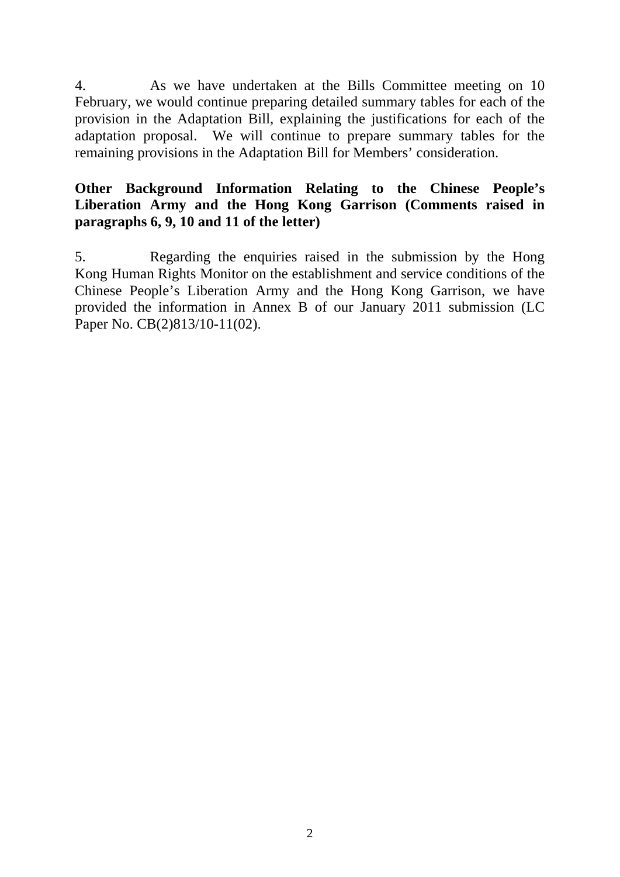4. As we have undertaken at the Bills Committee meeting on 10 February, we would continue preparing detailed summary tables for each of the provision in the Adaptation Bill, explaining the justifications for each of the adaptation proposal. We will continue to prepare summary tables for the remaining provisions in the Adaptation Bill for Members' consideration.

**Other Background Information Relating to the Chinese People's Liberation Army and the Hong Kong Garrison (Comments raised in paragraphs 6, 9, 10 and 11 of the letter)**

5. Regarding the enquiries raised in the submission by the Hong Kong Human Rights Monitor on the establishment and service conditions of the Chinese People's Liberation Army and the Hong Kong Garrison, we have provided the information in Annex B of our January 2011 submission (LC Paper No. CB(2)813/10-11(02).